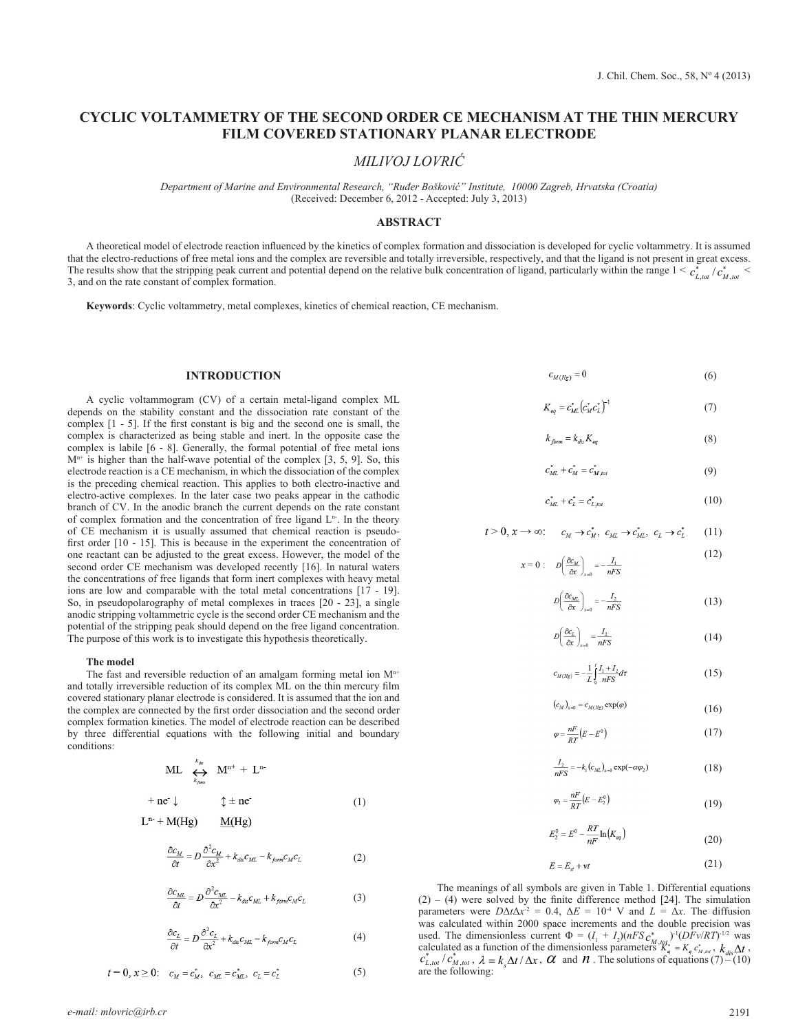# CYCLIC VOLTAMMETRY OF THE SECOND ORDER CE MECHANISM AT THE THIN MERCURY FILM COVERED STATIONARY PLANAR ELECTRODE

*MILIVOJ LOVRIĆ*

*Department of Marine and Environmental Research, "Ruđer Bošković" Institute, 10000 Zagreb, Hrvatska (Croatia)*
(Received: December 6, 2012 - Accepted: July 3, 2013)

## ABSTRACT

A theoretical model of electrode reaction influenced by the kinetics of complex formation and dissociation is developed for cyclic voltammetry. It is assumed that the electro-reductions of free metal ions and the complex are reversible and totally irreversible, respectively, and that the ligand is not present in great excess. The results show that the stripping peak current and potential depend on the relative bulk concentration of ligand, particularly within the range $1 < c^*_{L,tot} / c^*_{M,tot} < 3$, and on the rate constant of complex formation.

**Keywords**: Cyclic voltammetry, metal complexes, kinetics of chemical reaction, CE mechanism.

## INTRODUCTION

A cyclic voltammogram (CV) of a certain metal-ligand complex ML depends on the stability constant and the dissociation rate constant of the complex [1 - 5]. If the first constant is big and the second one is small, the complex is characterized as being stable and inert. In the opposite case the complex is labile [6 - 8]. Generally, the formal potential of free metal ions $M^{n+}$ is higher than the half-wave potential of the complex [3, 5, 9]. So, this electrode reaction is a CE mechanism, in which the dissociation of the complex is the preceding chemical reaction. This applies to both electro-inactive and electro-active complexes. In the later case two peaks appear in the cathodic branch of CV. In the anodic branch the current depends on the rate constant of complex formation and the concentration of free ligand $L^{n-}$. In the theory of CE mechanism it is usually assumed that chemical reaction is pseudo-first order [10 - 15]. This is because in the experiment the concentration of one reactant can be adjusted to the great excess. However, the model of the second order CE mechanism was developed recently [16]. In natural waters the concentrations of free ligands that form inert complexes with heavy metal ions are low and comparable with the total metal concentrations [17 - 19]. So, in pseudopolarography of metal complexes in traces [20 - 23], a single anodic stripping voltammetric cycle is the second order CE mechanism and the potential of the stripping peak should depend on the free ligand concentration. The purpose of this work is to investigate this hypothesis theoretically.

### The model

The fast and reversible reduction of an amalgam forming metal ion $M^{n+}$ and totally irreversible reduction of its complex ML on the thin mercury film covered stationary planar electrode is considered. It is assumed that the ion and the complex are connected by the first order dissociation and the second order complex formation kinetics. The model of electrode reaction can be described by three differential equations with the following initial and boundary conditions:

$$
\begin{array}{ccc}
ML & \underset{k_{form}}{\overset{k_{dis}}{\longleftrightarrow}} & M^{n+} + L^{n-} \\
+ ne^- \downarrow & & \updownarrow \pm ne^- \\
L^{n-} + M(Hg) & & M(Hg)
\end{array} \tag{1}
$$

$$\frac{\partial c_M}{\partial t} = D\frac{\partial^2 c_M}{\partial x^2} + k_{dis}c_{ML} - k_{form}c_M c_L \tag{2}$$

$$\frac{\partial c_{ML}}{\partial t} = D\frac{\partial^2 c_{ML}}{\partial x^2} - k_{dis}c_{ML} + k_{form}c_M c_L \tag{3}$$

$$\frac{\partial c_L}{\partial t} = D\frac{\partial^2 c_L}{\partial x^2} + k_{dis}c_{ML} - k_{form}c_M c_L \tag{4}$$

$$t = 0, x \geq 0: \quad c_M = c^*_M,\; c_{ML} = c^*_{ML},\; c_L = c^*_L \tag{5}$$

$$c_{M(Hg)} = 0 \tag{6}$$

$$K_{eq} = c^*_{ML}\left(c^*_M c^*_L\right)^{-1} \tag{7}$$

$$k_{form} = k_{dis}K_{eq} \tag{8}$$

$$c^*_{ML} + c^*_M = c^*_{M,tot} \tag{9}$$

$$c^*_{ML} + c^*_L = c^*_{L,tot} \tag{10}$$

$$t > 0, x \to \infty: \quad c_M \to c^*_M,\; c_{ML} \to c^*_{ML},\; c_L \to c^*_L \tag{11}$$

$$x = 0: \quad D\left(\frac{\partial c_M}{\partial x}\right)_{x=0} = -\frac{I_1}{nFS} \tag{12}$$

$$D\left(\frac{\partial c_{ML}}{\partial x}\right)_{x=0} = -\frac{I_2}{nFS} \tag{13}$$

$$D\left(\frac{\partial c_L}{\partial x}\right)_{x=0} = \frac{I_2}{nFS} \tag{14}$$

$$c_{M(Hg)} = -\frac{1}{L}\int_0^t \frac{I_1 + I_2}{nFS}d\tau \tag{15}$$

$$\left(c_M\right)_{x=0} = c_{M(Hg)}\exp(\varphi) \tag{16}$$

$$\varphi = \frac{nF}{RT}\left(E - E^0\right) \tag{17}$$

$$\frac{I_2}{nFS} = -k_s\left(c_{ML}\right)_{x=0}\exp(-\alpha\varphi_2) \tag{18}$$

$$\varphi_2 = \frac{nF}{RT}\left(E - E^0_2\right) \tag{19}$$

$$E^0_2 = E^0 - \frac{RT}{nF}\ln\left(K_{eq}\right) \tag{20}$$

$$E = E_{st} + vt \tag{21}$$

The meanings of all symbols are given in Table 1. Differential equations (2) – (4) were solved by the finite difference method [24]. The simulation parameters were $D\Delta t\Delta x^{-2} = 0.4$, $\Delta E = 10^{-4}$ V and $L = \Delta x$. The diffusion was calculated within 2000 space increments and the double precision was used. The dimensionless current $\Phi = (I_1 + I_2)(nFSc^*_{M,tot})^{-1}(DFv/RT)^{-1/2}$ was calculated as a function of the dimensionless parameters $K^*_{eq} = K_{eq}c^*_{M,tot}$, $k_{dis}\Delta t$, $c^*_{L,tot} / c^*_{M,tot}$, $\lambda = k_s\Delta t / \Delta x$, $\alpha$ and $n$. The solutions of equations (7) – (10) are the following: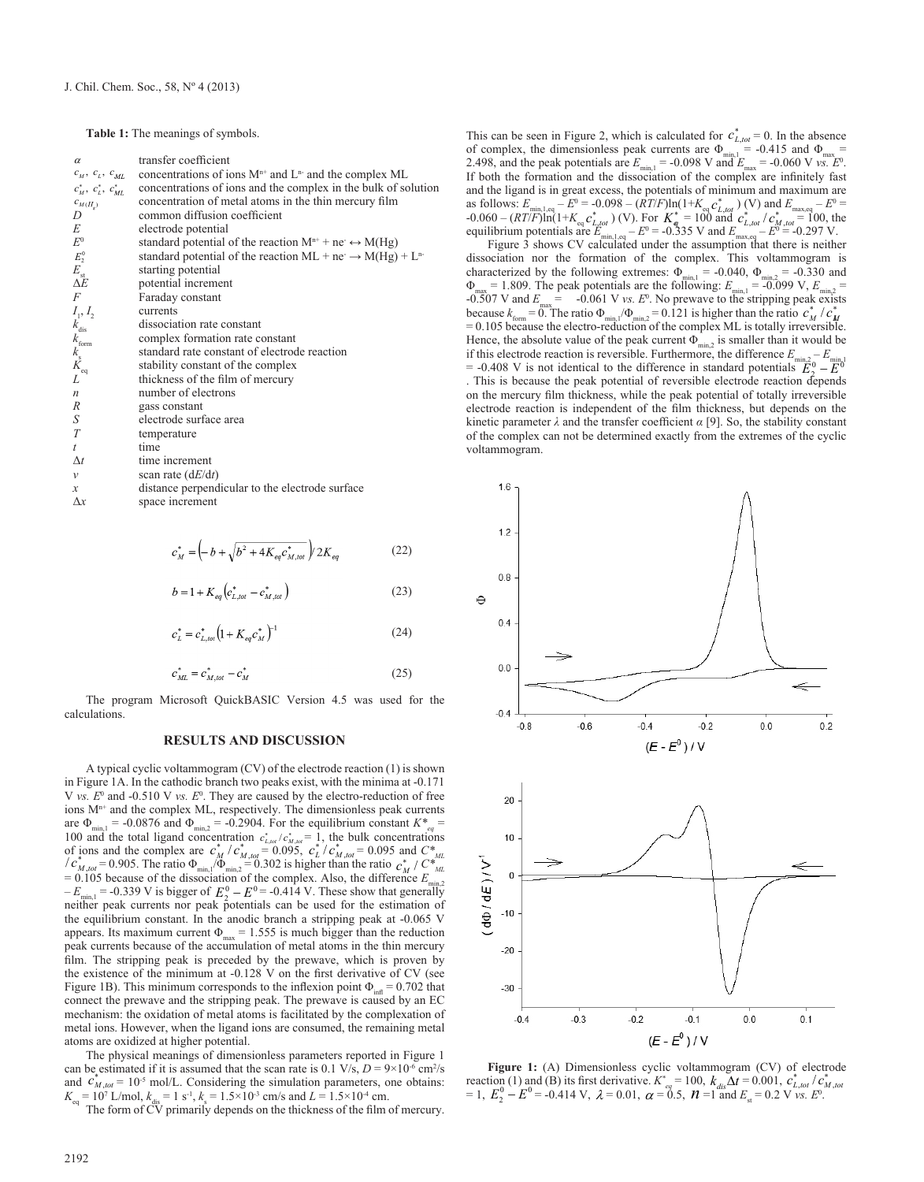**Table 1:** The meanings of symbols.

| | |
|---|---|
| $\alpha$ | transfer coefficient |
| $c_M$, $c_L$, $c_{ML}$ | concentrations of ions $M^{n+}$ and $L^{n-}$ and the complex ML |
| $c_M^*$, $c_L^*$, $c_{ML}^*$ | concentrations of ions and the complex in the bulk of solution |
| $c_{M(H_g)}$ | concentration of metal atoms in the thin mercury film |
| $D$ | common diffusion coefficient |
| $E$ | electrode potential |
| $E^0$ | standard potential of the reaction $M^{n+} + ne^- \leftrightarrow M(Hg)$ |
| $E_2^0$ | standard potential of the reaction $ML + ne^- \rightarrow M(Hg) + L^{n-}$ |
| $E_{st}$ | starting potential |
| $\Delta E$ | potential increment |
| $F$ | Faraday constant |
| $I_1$, $I_2$ | currents |
| $k_{dis}$ | dissociation rate constant |
| $k_{form}$ | complex formation rate constant |
| $k_s$ | standard rate constant of electrode reaction |
| $K_{eq}$ | stability constant of the complex |
| $L$ | thickness of the film of mercury |
| $n$ | number of electrons |
| $R$ | gass constant |
| $S$ | electrode surface area |
| $T$ | temperature |
| $t$ | time |
| $\Delta t$ | time increment |
| $v$ | scan rate ($dE/dt$) |
| $x$ | distance perpendicular to the electrode surface |
| $\Delta x$ | space increment |

$$c_M^* = \left(-b + \sqrt{b^2 + 4K_{eq}c_{M,tot}^*}\right) / 2K_{eq} \tag{22}$$

$$b = 1 + K_{eq}\left(c_{L,tot}^* - c_{M,tot}^*\right) \tag{23}$$

$$c_L^* = c_{L,tot}^*\left(1 + K_{eq}c_M^*\right)^{-1} \tag{24}$$

$$c_{ML}^* = c_{M,tot}^* - c_M^* \tag{25}$$

The program Microsoft QuickBASIC Version 4.5 was used for the calculations.

## RESULTS AND DISCUSSION

A typical cyclic voltammogram (CV) of the electrode reaction (1) is shown in Figure 1A. In the cathodic branch two peaks exist, with the minima at -0.171 V *vs.* $E^0$ and -0.510 V *vs.* $E^0$. They are caused by the electro-reduction of free ions $M^{n+}$ and the complex ML, respectively. The dimensionless peak currents are $\Phi_{min,1}$ = -0.0876 and $\Phi_{min,2}$ = -0.2904. For the equilibrium constant $K^*_{eq}$ = 100 and the total ligand concentration $c_{L,tot}^* / c_{M,tot}^*$ = 1, the bulk concentrations of ions and the complex are $c_M^* / c_{M,tot}^*$ = 0.095, $c_L^* / c_{M,tot}^*$ = 0.095 and $C^*_{ML} / c_{M,tot}^*$ = 0.905. The ratio $\Phi_{min,1}/\Phi_{min,2}$ = 0.302 is higher than the ratio $c_M^* / C^*_{ML}$ = 0.105 because of the dissociation of the complex. Also, the difference $E_{min,2} - E_{min,1}$ = -0.339 V is bigger of $E_2^0 - E^0$ = -0.414 V. These show that generally neither peak currents nor peak potentials can be used for the estimation of the equilibrium constant. In the anodic branch a stripping peak at -0.065 V appears. Its maximum current $\Phi_{max}$ = 1.555 is much bigger than the reduction peak currents because of the accumulation of metal atoms in the thin mercury film. The stripping peak is preceded by the prewave, which is proven by the existence of the minimum at -0.128 V on the first derivative of CV (see Figure 1B). This minimum corresponds to the inflexion point $\Phi_{infl}$ = 0.702 that connect the prewave and the stripping peak. The prewave is caused by an EC mechanism: the oxidation of metal atoms is facilitated by the complexation of metal ions. However, when the ligand ions are consumed, the remaining metal atoms are oxidized at higher potential.

The physical meanings of dimensionless parameters reported in Figure 1 can be estimated if it is assumed that the scan rate is 0.1 V/s, $D = 9\times10^{-6}$ cm²/s and $c_{M,tot}^* = 10^{-5}$ mol/L. Considering the simulation parameters, one obtains: $K_{eq} = 10^7$ L/mol, $k_{dis} = 1$ s$^{-1}$, $k_s = 1.5\times10^{-3}$ cm/s and $L = 1.5\times10^{-4}$ cm.

The form of CV primarily depends on the thickness of the film of mercury. This can be seen in Figure 2, which is calculated for $c_{L,tot}^*$ = 0. In the absence of complex, the dimensionless peak currents are $\Phi_{min,1}$ = -0.415 and $\Phi_{max}$ = 2.498, and the peak potentials are $E_{min,1}$ = -0.098 V and $E_{max}$ = -0.060 V *vs.* $E^0$. If both the formation and the dissociation of the complex are infinitely fast and the ligand is in great excess, the potentials of minimum and maximum are as follows: $E_{min,1,eq} - E^0 = -0.098 - (RT/F)\ln(1+K_{eq}c_{L,tot}^*)$ (V) and $E_{max,eq} - E^0 = -0.060 - (RT/F)\ln(1+K_{eq}c_{L,tot}^*)$ (V). For $K_{eq}^*$ = 100 and $c_{L,tot}^* / c_{M,tot}^*$ = 100, the equilibrium potentials are $E_{min,1,eq} - E^0$ = -0.335 V and $E_{max,eq} - E^0$ = -0.297 V.

Figure 3 shows CV calculated under the assumption that there is neither dissociation nor the formation of the complex. This voltammogram is characterized by the following extremes: $\Phi_{min,1}$ = -0.040, $\Phi_{min,2}$ = -0.330 and $\Phi_{max}$ = 1.809. The peak potentials are the following: $E_{min,1}$ = -0.099 V, $E_{min,2}$ = -0.507 V and $E_{max}$ = -0.061 V *vs.* $E^0$. No prewave to the stripping peak exists because $k_{form}$ = 0. The ratio $\Phi_{min,1}/\Phi_{min,2}$ = 0.121 is higher than the ratio $c_M^* / c_{ML}^*$ = 0.105 because the electro-reduction of the complex ML is totally irreversible. Hence, the absolute value of the peak current $\Phi_{min,2}$ is smaller than it would be if this electrode reaction is reversible. Furthermore, the difference $E_{min,2} - E_{min,1}$ = -0.408 V is not identical to the difference in standard potentials $E_2^0 - E^0$. This is because the peak potential of reversible electrode reaction depends on the mercury film thickness, while the peak potential of totally irreversible electrode reaction is independent of the film thickness, but depends on the kinetic parameter $\lambda$ and the transfer coefficient $\alpha$ [9]. So, the stability constant of the complex can not be determined exactly from the extremes of the cyclic voltammogram.

**Figure 1:** (A) Dimensionless cyclic voltammogram (CV) of electrode reaction (1) and (B) its first derivative. $K^*_{eq}$ = 100, $k_{dis}\Delta t$ = 0.001, $c_{L,tot}^* / c_{M,tot}^*$ = 1, $E_2^0 - E^0$ = -0.414 V, $\lambda$ = 0.01, $\alpha$ = 0.5, $n$ =1 and $E_{st}$ = 0.2 V *vs.* $E^0$.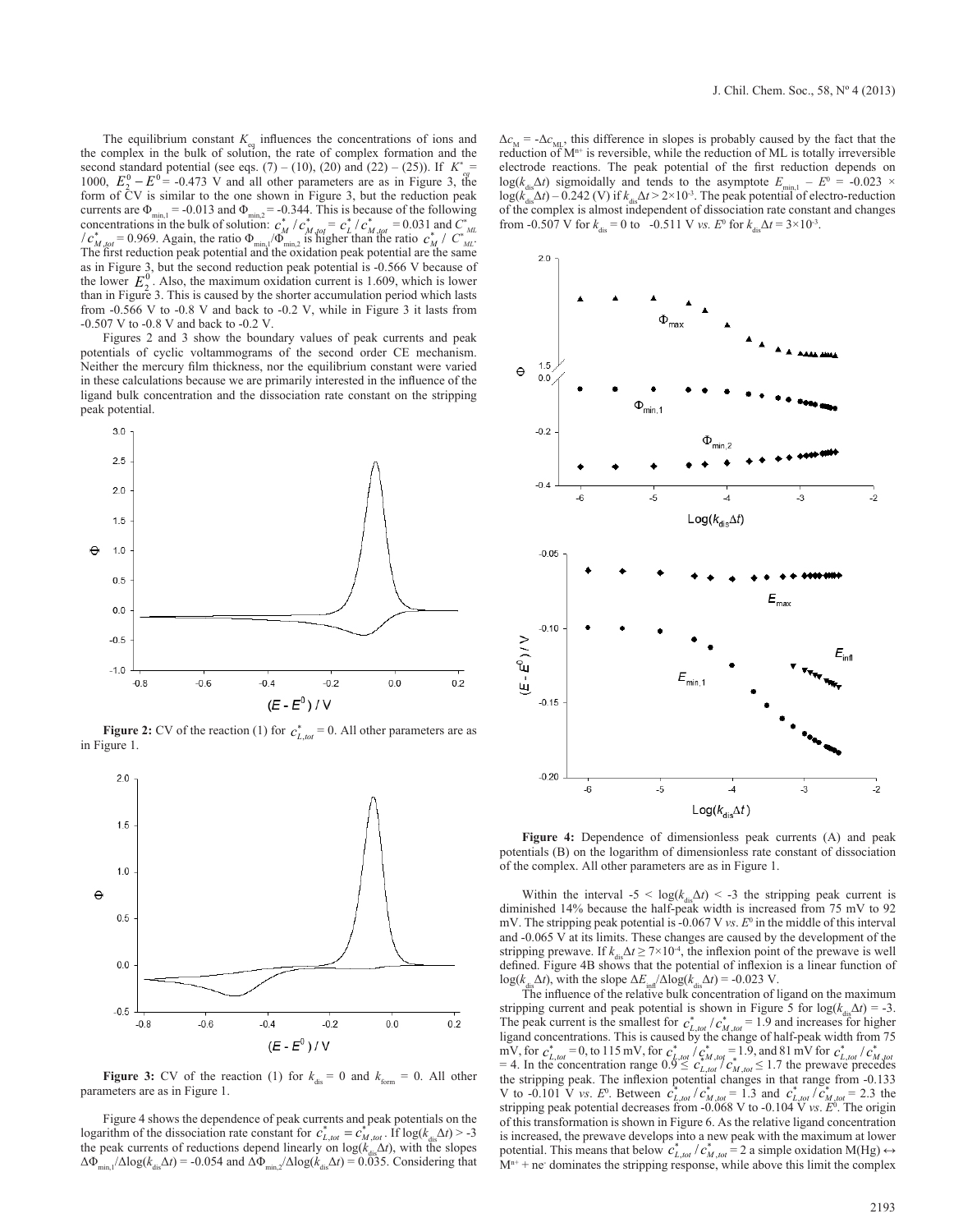The equilibrium constant $K_{eq}$ influences the concentrations of ions and the complex in the bulk of solution, the rate of complex formation and the second standard potential (see eqs. (7) – (10), (20) and (22) – (25)). If $K^*_{eq}$ = 1000, $E^0_2 - E^0$ = -0.473 V and all other parameters are as in Figure 3, the form of CV is similar to the one shown in Figure 3, but the reduction peak currents are $\Phi_{min,1}$ = -0.013 and $\Phi_{min,2}$ = -0.344. This is because of the following concentrations in the bulk of solution: $c^*_M / c^*_{M,tot} = c^*_L / c^*_{M,tot}$ = 0.031 and $C^*_{ML} / c^*_{M,tot}$ = 0.969. Again, the ratio $\Phi_{min,1}/\Phi_{min,2}$ is higher than the ratio $c^*_M / C^*_{ML}$. The first reduction peak potential and the oxidation peak potential are the same as in Figure 3, but the second reduction peak potential is -0.566 V because of the lower $E^0_2$. Also, the maximum oxidation current is 1.609, which is lower than in Figure 3. This is caused by the shorter accumulation period which lasts from -0.566 V to -0.8 V and back to -0.2 V, while in Figure 3 it lasts from -0.507 V to -0.8 V and back to -0.2 V.

Figures 2 and 3 show the boundary values of peak currents and peak potentials of cyclic voltammograms of the second order CE mechanism. Neither the mercury film thickness, nor the equilibrium constant were varied in these calculations because we are primarily interested in the influence of the ligand bulk concentration and the dissociation rate constant on the stripping peak potential.

**Figure 2:** CV of the reaction (1) for $c^*_{L,tot}$ = 0. All other parameters are as in Figure 1.

**Figure 3:** CV of the reaction (1) for $k_{dis}$ = 0 and $k_{form}$ = 0. All other parameters are as in Figure 1.

Figure 4 shows the dependence of peak currents and peak potentials on the logarithm of the dissociation rate constant for $c^*_{L,tot} = c^*_{M,tot}$. If $\log(k_{dis}\Delta t) > -3$ the peak currents of reductions depend linearly on $\log(k_{dis}\Delta t)$, with the slopes $\Delta\Phi_{min,1}/\Delta\log(k_{dis}\Delta t)$ = -0.054 and $\Delta\Phi_{min,2}/\Delta\log(k_{dis}\Delta t)$ = 0.035. Considering that $\Delta c_M = -\Delta c_{ML}$, this difference in slopes is probably caused by the fact that the reduction of $M^{n+}$ is reversible, while the reduction of ML is totally irreversible electrode reactions. The peak potential of the first reduction depends on $\log(k_{dis}\Delta t)$ sigmoidally and tends to the asymptote $E_{min,1} - E^0 = -0.023 \times \log(k_{dis}\Delta t) - 0.242$ (V) if $k_{dis}\Delta t > 2\times10^{-3}$. The peak potential of electro-reduction of the complex is almost independent of dissociation rate constant and changes from -0.507 V for $k_{dis}$ = 0 to -0.511 V *vs.* $E^0$ for $k_{dis}\Delta t = 3\times10^{-3}$.

**Figure 4:** Dependence of dimensionless peak currents (A) and peak potentials (B) on the logarithm of dimensionless rate constant of dissociation of the complex. All other parameters are as in Figure 1.

Within the interval $-5 < \log(k_{dis}\Delta t) < -3$ the stripping peak current is diminished 14% because the half-peak width is increased from 75 mV to 92 mV. The stripping peak potential is -0.067 V *vs.* $E^0$ in the middle of this interval and -0.065 V at its limits. These changes are caused by the development of the stripping prewave. If $k_{dis}\Delta t \geq 7\times10^{-4}$, the inflexion point of the prewave is well defined. Figure 4B shows that the potential of inflexion is a linear function of $\log(k_{dis}\Delta t)$, with the slope $\Delta E_{infl}/\Delta\log(k_{dis}\Delta t)$ = -0.023 V.

The influence of the relative bulk concentration of ligand on the maximum stripping current and peak potential is shown in Figure 5 for $\log(k_{dis}\Delta t) = -3$. The peak current is the smallest for $c^*_{L,tot} / c^*_{M,tot}$ = 1.9 and increases for higher ligand concentrations. This is caused by the change of half-peak width from 75 mV, for $c^*_{L,tot}$ = 0, to 115 mV, for $c^*_{L,tot} / c^*_{M,tot}$ = 1.9, and 81 mV for $c^*_{L,tot} / c^*_{M,tot}$ = 4. In the concentration range $0.9 \leq c^*_{L,tot} / c^*_{M,tot} \leq 1.7$ the prewave precedes the stripping peak. The inflexion potential changes in that range from -0.133 V to -0.101 V *vs.* $E^0$. Between $c^*_{L,tot} / c^*_{M,tot}$ = 1.3 and $c^*_{L,tot} / c^*_{M,tot}$ = 2.3 the stripping peak potential decreases from -0.068 V to -0.104 V *vs.* $E^0$. The origin of this transformation is shown in Figure 6. As the relative ligand concentration is increased, the prewave develops into a new peak with the maximum at lower potential. This means that below $c^*_{L,tot} / c^*_{M,tot}$ = 2 a simple oxidation $M(Hg) \leftrightarrow M^{n+} + ne^-$ dominates the stripping response, while above this limit the complex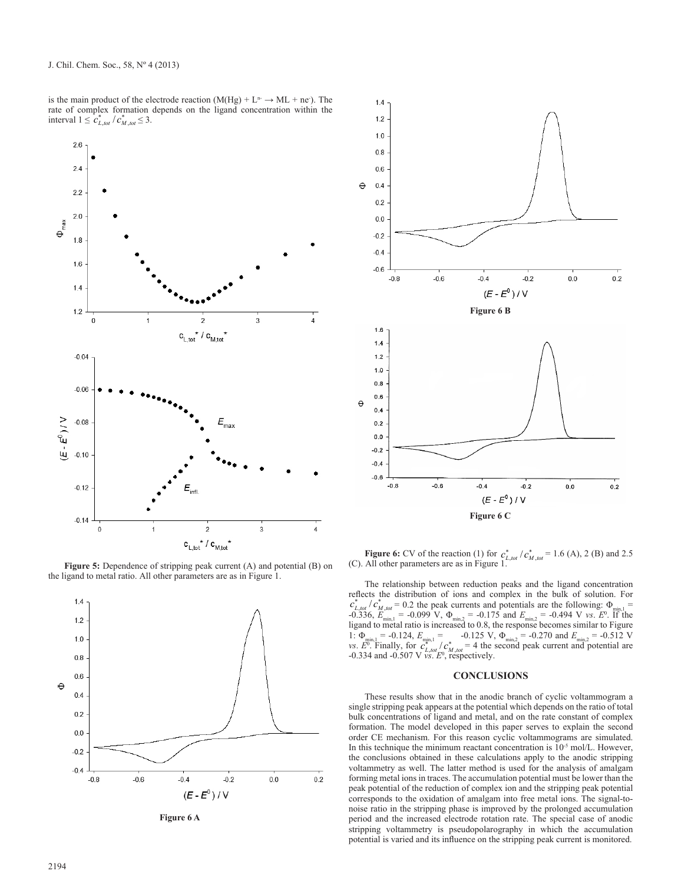is the main product of the electrode reaction ($M(Hg) + L^{n-} \rightarrow ML + ne^-$). The rate of complex formation depends on the ligand concentration within the interval $1 \leq c^*_{L,tot} / c^*_{M,tot} \leq 3$.

**Figure 5:** Dependence of stripping peak current (A) and potential (B) on the ligand to metal ratio. All other parameters are as in Figure 1.

Figure 6 A

Figure 6 B

Figure 6 C

**Figure 6:** CV of the reaction (1) for $c^*_{L,tot} / c^*_{M,tot}$ = 1.6 (A), 2 (B) and 2.5 (C). All other parameters are as in Figure 1.

The relationship between reduction peaks and the ligand concentration reflects the distribution of ions and complex in the bulk of solution. For $c^*_{L,tot} / c^*_{M,tot}$ = 0.2 the peak currents and potentials are the following: $\Phi_{min,1}$ = -0.336, $E_{min,1}$ = -0.099 V, $\Phi_{min,2}$ = -0.175 and $E_{min,2}$ = -0.494 V *vs*. $E^0$. If the ligand to metal ratio is increased to 0.8, the response becomes similar to Figure 1: $\Phi_{min,1}$ = -0.124, $E_{min,1}$ = -0.125 V, $\Phi_{min,2}$ = -0.270 and $E_{min,2}$ = -0.512 V *vs*. $E^0$. Finally, for $c^*_{L,tot} / c^*_{M,tot}$ = 4 the second peak current and potential are -0.334 and -0.507 V *vs*. $E^0$, respectively.

## CONCLUSIONS

These results show that in the anodic branch of cyclic voltammogram a single stripping peak appears at the potential which depends on the ratio of total bulk concentrations of ligand and metal, and on the rate constant of complex formation. The model developed in this paper serves to explain the second order CE mechanism. For this reason cyclic voltammograms are simulated. In this technique the minimum reactant concentration is $10^{-5}$ mol/L. However, the conclusions obtained in these calculations apply to the anodic stripping voltammetry as well. The latter method is used for the analysis of amalgam forming metal ions in traces. The accumulation potential must be lower than the peak potential of the reduction of complex ion and the stripping peak potential corresponds to the oxidation of amalgam into free metal ions. The signal-to-noise ratio in the stripping phase is improved by the prolonged accumulation period and the increased electrode rotation rate. The special case of anodic stripping voltammetry is pseudopolarography in which the accumulation potential is varied and its influence on the stripping peak current is monitored.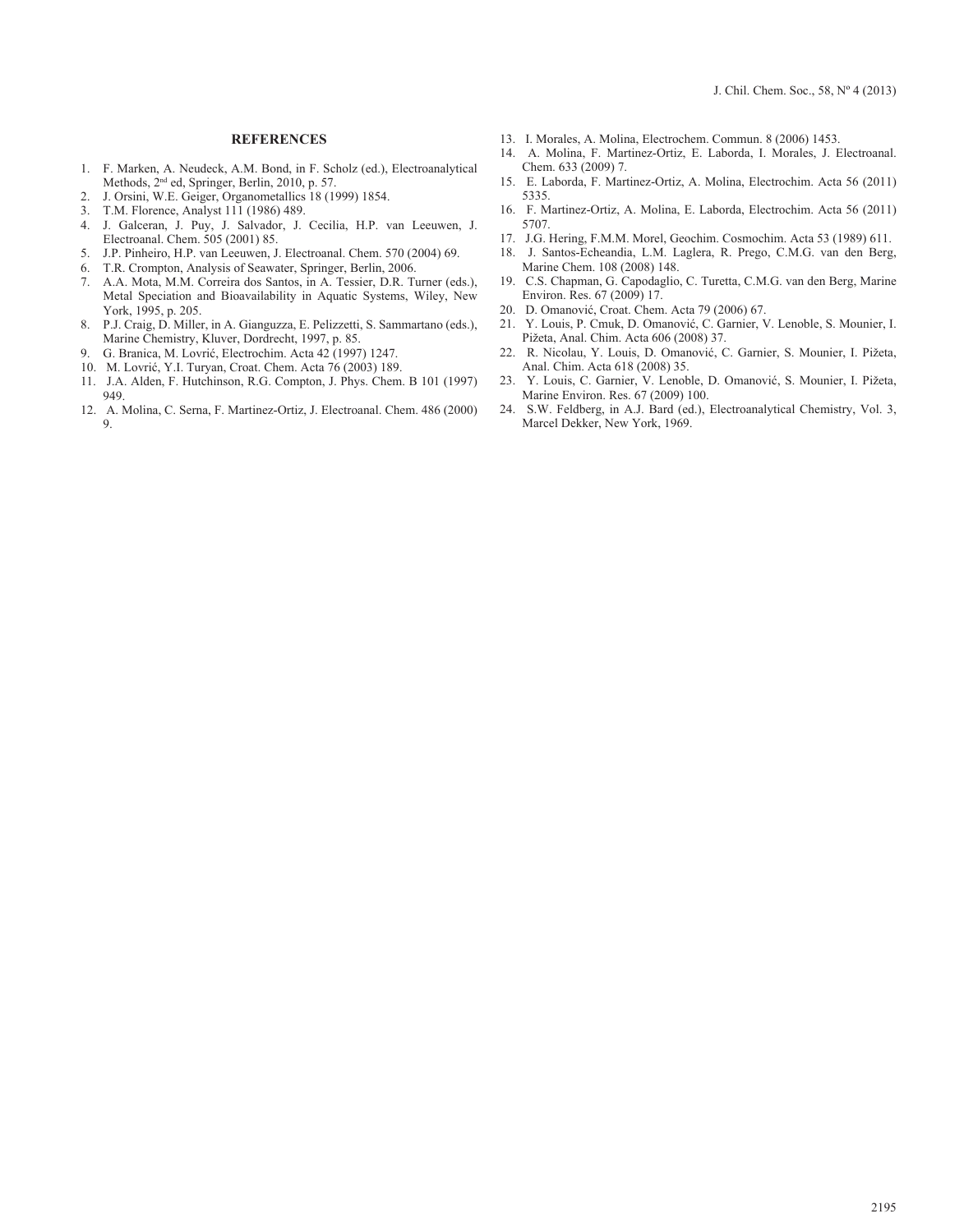## REFERENCES

1. F. Marken, A. Neudeck, A.M. Bond, in F. Scholz (ed.), Electroanalytical Methods, 2nd ed, Springer, Berlin, 2010, p. 57.
2. J. Orsini, W.E. Geiger, Organometallics 18 (1999) 1854.
3. T.M. Florence, Analyst 111 (1986) 489.
4. J. Galceran, J. Puy, J. Salvador, J. Cecilia, H.P. van Leeuwen, J. Electroanal. Chem. 505 (2001) 85.
5. J.P. Pinheiro, H.P. van Leeuwen, J. Electroanal. Chem. 570 (2004) 69.
6. T.R. Crompton, Analysis of Seawater, Springer, Berlin, 2006.
7. A.A. Mota, M.M. Correira dos Santos, in A. Tessier, D.R. Turner (eds.), Metal Speciation and Bioavailability in Aquatic Systems, Wiley, New York, 1995, p. 205.
8. P.J. Craig, D. Miller, in A. Gianguzza, E. Pelizzetti, S. Sammartano (eds.), Marine Chemistry, Kluver, Dordrecht, 1997, p. 85.
9. G. Branica, M. Lovrić, Electrochim. Acta 42 (1997) 1247.
10. M. Lovrić, Y.I. Turyan, Croat. Chem. Acta 76 (2003) 189.
11. J.A. Alden, F. Hutchinson, R.G. Compton, J. Phys. Chem. B 101 (1997) 949.
12. A. Molina, C. Serna, F. Martinez-Ortiz, J. Electroanal. Chem. 486 (2000) 9.
13. I. Morales, A. Molina, Electrochem. Commun. 8 (2006) 1453.
14. A. Molina, F. Martinez-Ortiz, E. Laborda, I. Morales, J. Electroanal. Chem. 633 (2009) 7.
15. E. Laborda, F. Martinez-Ortiz, A. Molina, Electrochim. Acta 56 (2011) 5335.
16. F. Martinez-Ortiz, A. Molina, E. Laborda, Electrochim. Acta 56 (2011) 5707.
17. J.G. Hering, F.M.M. Morel, Geochim. Cosmochim. Acta 53 (1989) 611.
18. J. Santos-Echeandia, L.M. Laglera, R. Prego, C.M.G. van den Berg, Marine Chem. 108 (2008) 148.
19. C.S. Chapman, G. Capodaglio, C. Turetta, C.M.G. van den Berg, Marine Environ. Res. 67 (2009) 17.
20. D. Omanović, Croat. Chem. Acta 79 (2006) 67.
21. Y. Louis, P. Cmuk, D. Omanović, C. Garnier, V. Lenoble, S. Mounier, I. Pižeta, Anal. Chim. Acta 606 (2008) 37.
22. R. Nicolau, Y. Louis, D. Omanović, C. Garnier, S. Mounier, I. Pižeta, Anal. Chim. Acta 618 (2008) 35.
23. Y. Louis, C. Garnier, V. Lenoble, D. Omanović, S. Mounier, I. Pižeta, Marine Environ. Res. 67 (2009) 100.
24. S.W. Feldberg, in A.J. Bard (ed.), Electroanalytical Chemistry, Vol. 3, Marcel Dekker, New York, 1969.